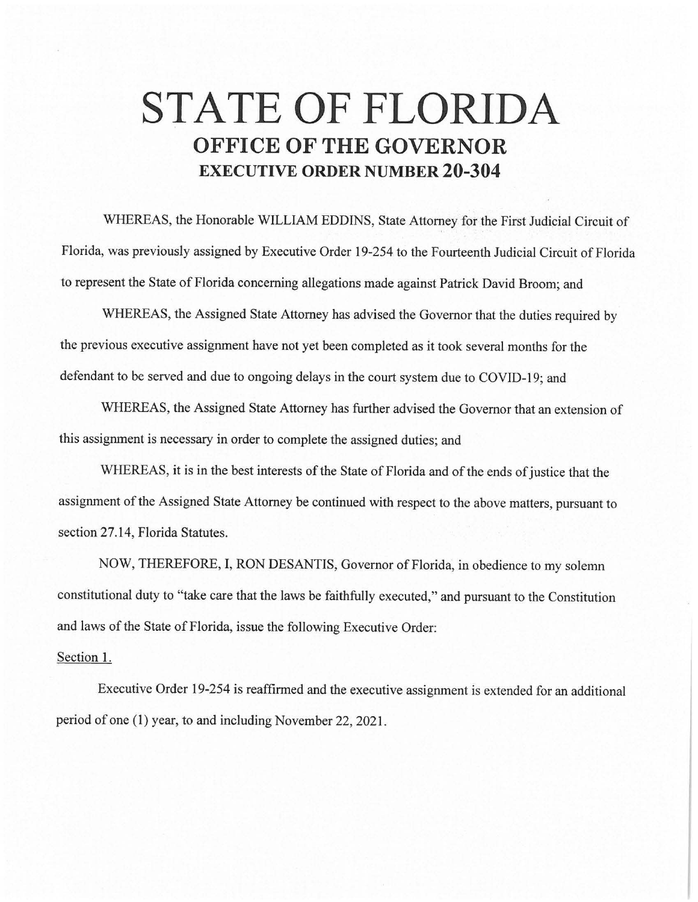# STATE OF FLORIDA

## OFFICE OF THE GOVERNOR

### EXECUTIVE ORDER NUMBER 20-304

WHEREAS, the Honorable WILLIAM EDDINS, State Attorney for the First Judicial Circuit of Florida, was previously assigned by Executive Order 19-254 to the Fourteenth Judicial Circuit of Florida to represent the State of Florida concerning allegations made against Patrick David Broom; and

WHEREAS, the Assigned State Attorney has advised the Governor that the duties required by the previous executive assignment have not yet been completed as it took several months for the defendant to be served and due to ongoing delays in the court system due to COVID-19; and

WHEREAS, the Assigned State Attorney has further advised the Governor that an extension of this assignment is necessary in order to complete the assigned duties; and

WHEREAS, it is in the best interests of the State of Florida and of the ends of justice that the assignment of the Assigned State Attorney be continued with respect to the above matters, pursuant to section 27.14, Florida Statutes.

NOW, THEREFORE, I, RON DESANTIS, Governor of Florida, in obedience to my solemn constitutional duty to "take care that the laws be faithfully executed," and pursuant to the Constitution and laws of the State of Florida, issue the following Executive Order:

Section 1.

Executive Order 19-254 is reaffirmed and the executive assignment is extended for an additional period of one (1) year, to and including November 22, 2021.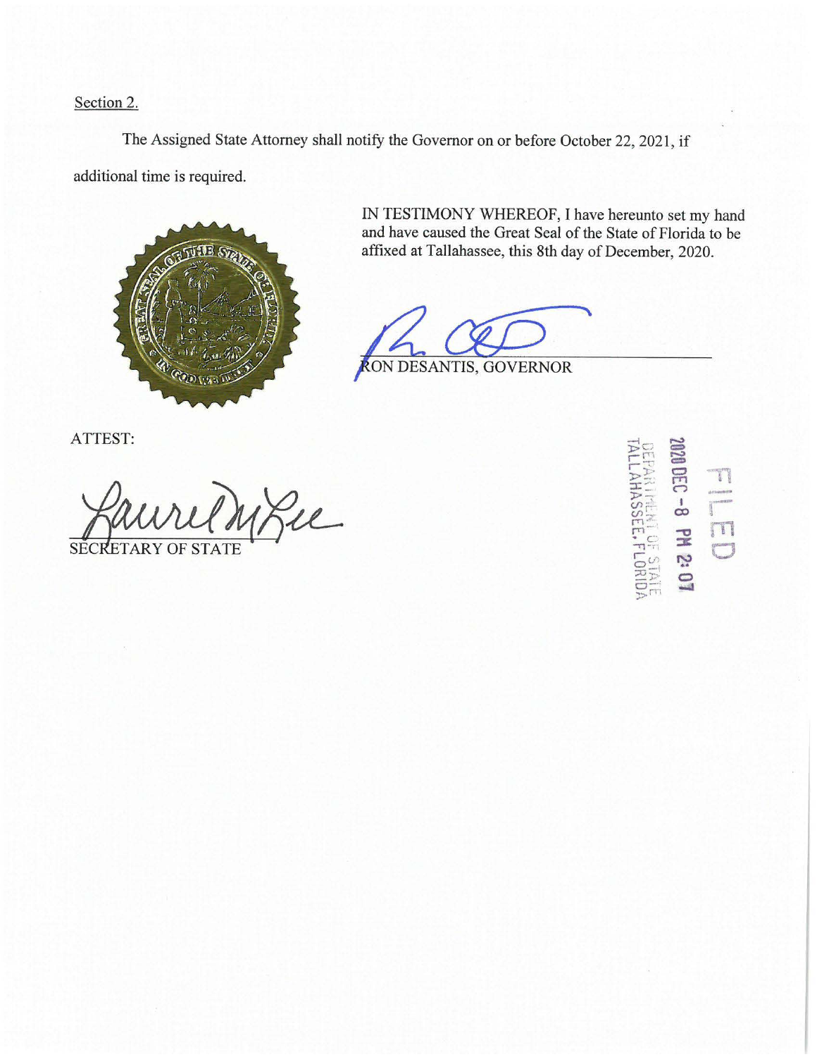Section 2.

The Assigned State Attorney shall notify the Governor on or before October 22, 2021, if additional time is required.

IN TESTIMONY WHEREOF, I have hereunto set my hand and have caused the Great Seal of the State of Florida to be affixed at Tallahassee, this 8th day of December, 2020.

RON DESANTIS, GOVERNOR

ATTEST:

SECRETARY OF STATE

FILED

2020 DEC -8 PM 2:07

DEPARTMENT OF STATE
TALLAHASSEE, FLORIDA